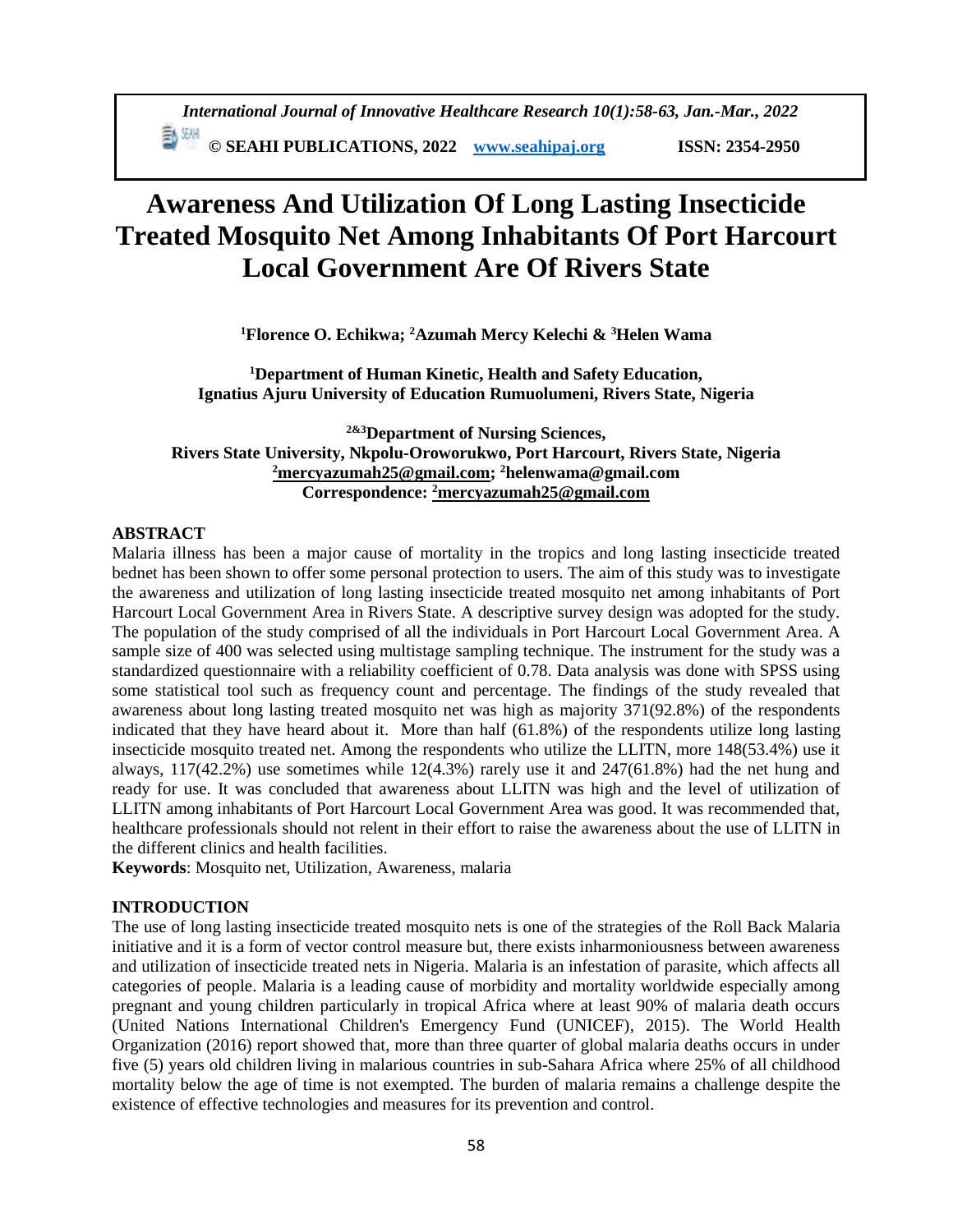# Awareness And Utilization Of Long Lasting Insecticide Treated Mosquito Net Among Inhabitants Of Port Harcourt Local Government Are Of Rivers State

**[1]Florence O. Echikwa; [2]Azumah Mercy Kelechi & [3]Helen Wama**

**[1]Department of Human Kinetic, Health and Safety Education, Ignatius Ajuru University of Education Rumuolumeni, Rivers State, Nigeria**

**[2&3]Department of Nursing Sciences, Rivers State University, Nkpolu-Oroworukwo, Port Harcourt, Rivers State, Nigeria**
**[2]mercyazumah25@gmail.com; [2]helenwama@gmail.com**
**Correspondence: [2]mercyazumah25@gmail.com**

## ABSTRACT

Malaria illness has been a major cause of mortality in the tropics and long lasting insecticide treated bednet has been shown to offer some personal protection to users. The aim of this study was to investigate the awareness and utilization of long lasting insecticide treated mosquito net among inhabitants of Port Harcourt Local Government Area in Rivers State. A descriptive survey design was adopted for the study. The population of the study comprised of all the individuals in Port Harcourt Local Government Area. A sample size of 400 was selected using multistage sampling technique. The instrument for the study was a standardized questionnaire with a reliability coefficient of 0.78. Data analysis was done with SPSS using some statistical tool such as frequency count and percentage. The findings of the study revealed that awareness about long lasting treated mosquito net was high as majority 371(92.8%) of the respondents indicated that they have heard about it. More than half (61.8%) of the respondents utilize long lasting insecticide mosquito treated net. Among the respondents who utilize the LLITN, more 148(53.4%) use it always, 117(42.2%) use sometimes while 12(4.3%) rarely use it and 247(61.8%) had the net hung and ready for use. It was concluded that awareness about LLITN was high and the level of utilization of LLITN among inhabitants of Port Harcourt Local Government Area was good. It was recommended that, healthcare professionals should not relent in their effort to raise the awareness about the use of LLITN in the different clinics and health facilities.

**Keywords**: Mosquito net, Utilization, Awareness, malaria

## INTRODUCTION

The use of long lasting insecticide treated mosquito nets is one of the strategies of the Roll Back Malaria initiative and it is a form of vector control measure but, there exists inharmoniousness between awareness and utilization of insecticide treated nets in Nigeria. Malaria is an infestation of parasite, which affects all categories of people. Malaria is a leading cause of morbidity and mortality worldwide especially among pregnant and young children particularly in tropical Africa where at least 90% of malaria death occurs (United Nations International Children's Emergency Fund (UNICEF), 2015). The World Health Organization (2016) report showed that, more than three quarter of global malaria deaths occurs in under five (5) years old children living in malarious countries in sub-Sahara Africa where 25% of all childhood mortality below the age of time is not exempted. The burden of malaria remains a challenge despite the existence of effective technologies and measures for its prevention and control.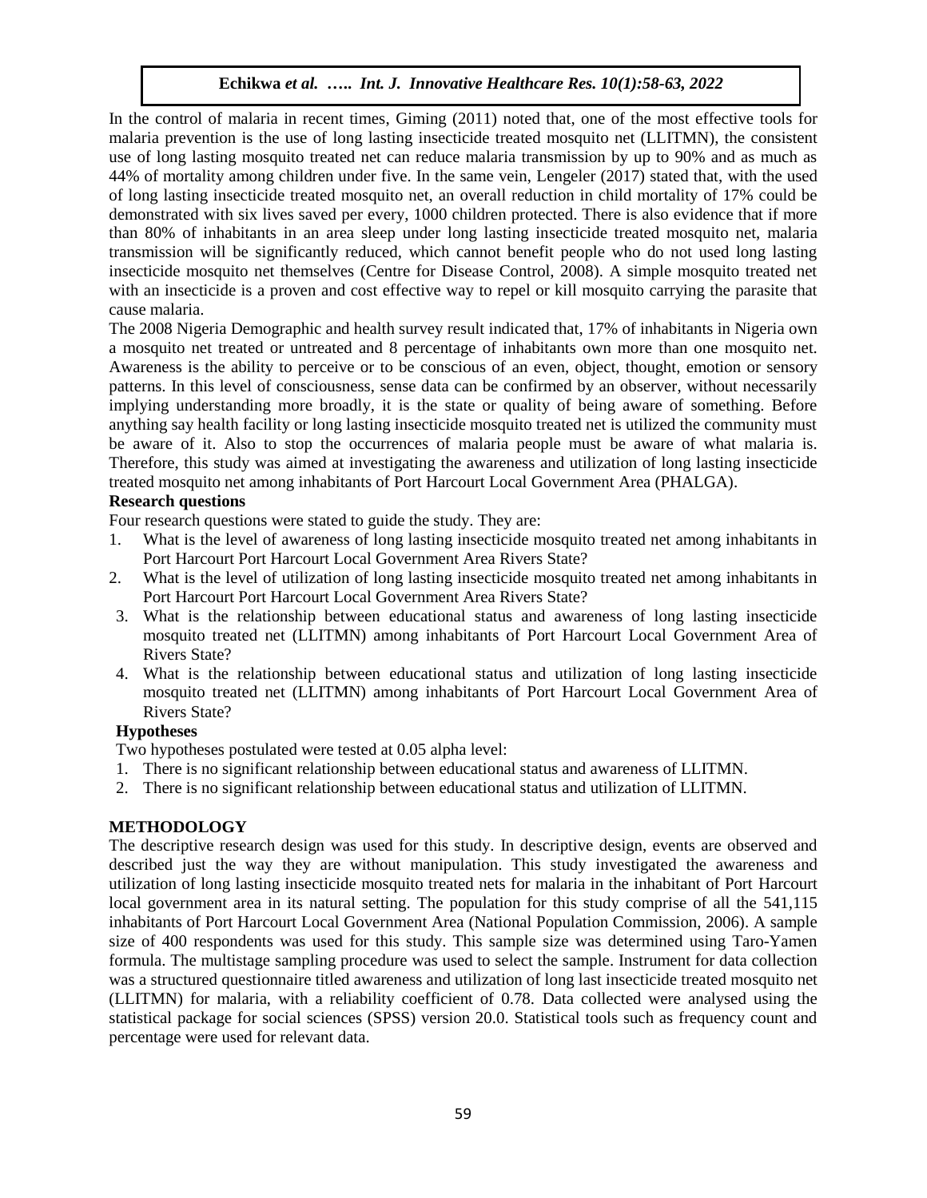In the control of malaria in recent times, Giming (2011) noted that, one of the most effective tools for malaria prevention is the use of long lasting insecticide treated mosquito net (LLITMN), the consistent use of long lasting mosquito treated net can reduce malaria transmission by up to 90% and as much as 44% of mortality among children under five. In the same vein, Lengeler (2017) stated that, with the used of long lasting insecticide treated mosquito net, an overall reduction in child mortality of 17% could be demonstrated with six lives saved per every, 1000 children protected. There is also evidence that if more than 80% of inhabitants in an area sleep under long lasting insecticide treated mosquito net, malaria transmission will be significantly reduced, which cannot benefit people who do not used long lasting insecticide mosquito net themselves (Centre for Disease Control, 2008). A simple mosquito treated net with an insecticide is a proven and cost effective way to repel or kill mosquito carrying the parasite that cause malaria.

The 2008 Nigeria Demographic and health survey result indicated that, 17% of inhabitants in Nigeria own a mosquito net treated or untreated and 8 percentage of inhabitants own more than one mosquito net. Awareness is the ability to perceive or to be conscious of an even, object, thought, emotion or sensory patterns. In this level of consciousness, sense data can be confirmed by an observer, without necessarily implying understanding more broadly, it is the state or quality of being aware of something. Before anything say health facility or long lasting insecticide mosquito treated net is utilized the community must be aware of it. Also to stop the occurrences of malaria people must be aware of what malaria is. Therefore, this study was aimed at investigating the awareness and utilization of long lasting insecticide treated mosquito net among inhabitants of Port Harcourt Local Government Area (PHALGA).

### Research questions

Four research questions were stated to guide the study. They are:

1. What is the level of awareness of long lasting insecticide mosquito treated net among inhabitants in Port Harcourt Port Harcourt Local Government Area Rivers State?
2. What is the level of utilization of long lasting insecticide mosquito treated net among inhabitants in Port Harcourt Port Harcourt Local Government Area Rivers State?
3. What is the relationship between educational status and awareness of long lasting insecticide mosquito treated net (LLITMN) among inhabitants of Port Harcourt Local Government Area of Rivers State?
4. What is the relationship between educational status and utilization of long lasting insecticide mosquito treated net (LLITMN) among inhabitants of Port Harcourt Local Government Area of Rivers State?

### Hypotheses

Two hypotheses postulated were tested at 0.05 alpha level:

1. There is no significant relationship between educational status and awareness of LLITMN.
2. There is no significant relationship between educational status and utilization of LLITMN.

## METHODOLOGY

The descriptive research design was used for this study. In descriptive design, events are observed and described just the way they are without manipulation. This study investigated the awareness and utilization of long lasting insecticide mosquito treated nets for malaria in the inhabitant of Port Harcourt local government area in its natural setting. The population for this study comprise of all the 541,115 inhabitants of Port Harcourt Local Government Area (National Population Commission, 2006). A sample size of 400 respondents was used for this study. This sample size was determined using Taro-Yamen formula. The multistage sampling procedure was used to select the sample. Instrument for data collection was a structured questionnaire titled awareness and utilization of long last insecticide treated mosquito net (LLITMN) for malaria, with a reliability coefficient of 0.78. Data collected were analysed using the statistical package for social sciences (SPSS) version 20.0. Statistical tools such as frequency count and percentage were used for relevant data.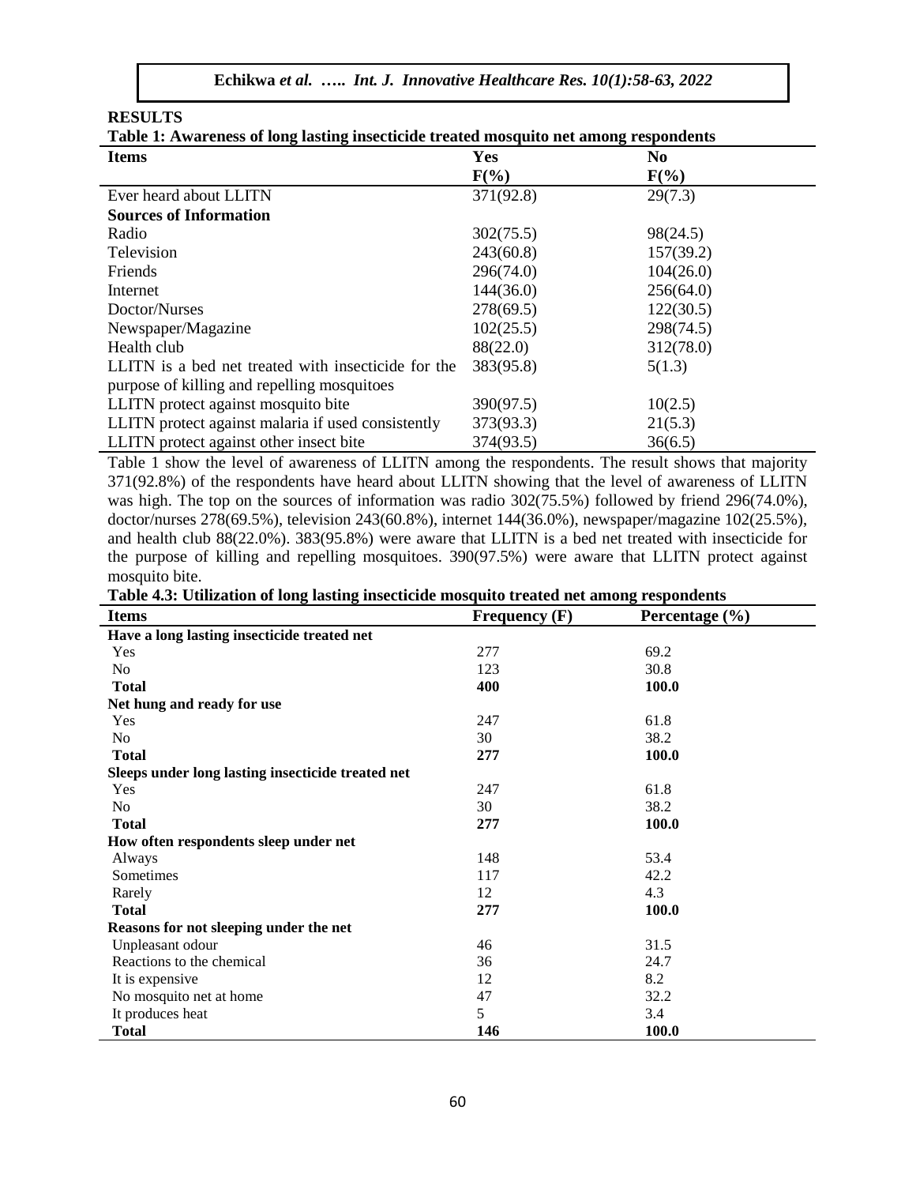## RESULTS

**Table 1: Awareness of long lasting insecticide treated mosquito net among respondents**

| Items | Yes F(%) | No F(%) |
|---|---|---|
| Ever heard about LLITN | 371(92.8) | 29(7.3) |
| **Sources of Information** | | |
| Radio | 302(75.5) | 98(24.5) |
| Television | 243(60.8) | 157(39.2) |
| Friends | 296(74.0) | 104(26.0) |
| Internet | 144(36.0) | 256(64.0) |
| Doctor/Nurses | 278(69.5) | 122(30.5) |
| Newspaper/Magazine | 102(25.5) | 298(74.5) |
| Health club | 88(22.0) | 312(78.0) |
| LLITN is a bed net treated with insecticide for the purpose of killing and repelling mosquitoes | 383(95.8) | 5(1.3) |
| LLITN protect against mosquito bite | 390(97.5) | 10(2.5) |
| LLITN protect against malaria if used consistently | 373(93.3) | 21(5.3) |
| LLITN protect against other insect bite | 374(93.5) | 36(6.5) |

Table 1 show the level of awareness of LLITN among the respondents. The result shows that majority 371(92.8%) of the respondents have heard about LLITN showing that the level of awareness of LLITN was high. The top on the sources of information was radio 302(75.5%) followed by friend 296(74.0%), doctor/nurses 278(69.5%), television 243(60.8%), internet 144(36.0%), newspaper/magazine 102(25.5%), and health club 88(22.0%). 383(95.8%) were aware that LLITN is a bed net treated with insecticide for the purpose of killing and repelling mosquitoes. 390(97.5%) were aware that LLITN protect against mosquito bite.

**Table 4.3: Utilization of long lasting insecticide mosquito treated net among respondents**

| Items | Frequency (F) | Percentage (%) |
|---|---|---|
| **Have a long lasting insecticide treated net** | | |
| Yes | 277 | 69.2 |
| No | 123 | 30.8 |
| **Total** | **400** | **100.0** |
| **Net hung and ready for use** | | |
| Yes | 247 | 61.8 |
| No | 30 | 38.2 |
| **Total** | **277** | **100.0** |
| **Sleeps under long lasting insecticide treated net** | | |
| Yes | 247 | 61.8 |
| No | 30 | 38.2 |
| **Total** | **277** | **100.0** |
| **How often respondents sleep under net** | | |
| Always | 148 | 53.4 |
| Sometimes | 117 | 42.2 |
| Rarely | 12 | 4.3 |
| **Total** | **277** | **100.0** |
| **Reasons for not sleeping under the net** | | |
| Unpleasant odour | 46 | 31.5 |
| Reactions to the chemical | 36 | 24.7 |
| It is expensive | 12 | 8.2 |
| No mosquito net at home | 47 | 32.2 |
| It produces heat | 5 | 3.4 |
| **Total** | **146** | **100.0** |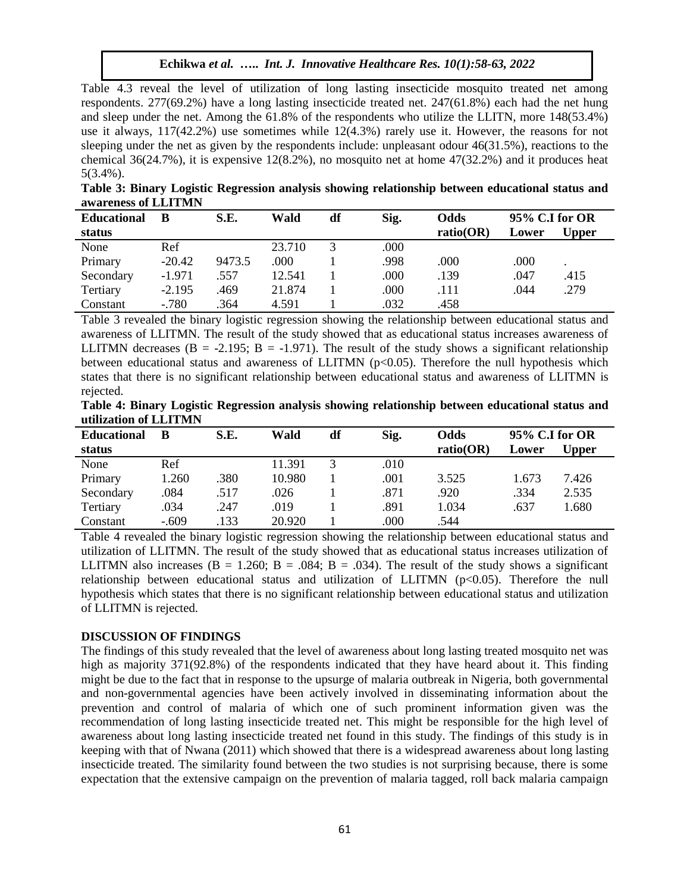Table 4.3 reveal the level of utilization of long lasting insecticide mosquito treated net among respondents. 277(69.2%) have a long lasting insecticide treated net. 247(61.8%) each had the net hung and sleep under the net. Among the 61.8% of the respondents who utilize the LLITN, more 148(53.4%) use it always, 117(42.2%) use sometimes while 12(4.3%) rarely use it. However, the reasons for not sleeping under the net as given by the respondents include: unpleasant odour 46(31.5%), reactions to the chemical 36(24.7%), it is expensive 12(8.2%), no mosquito net at home 47(32.2%) and it produces heat 5(3.4%).

**Table 3: Binary Logistic Regression analysis showing relationship between educational status and awareness of LLITMN**

| Educational status | B | S.E. | Wald | df | Sig. | Odds ratio(OR) | 95% C.I for OR | |
|---|---|---|---|---|---|---|---|---|
| | | | | | | | Lower | Upper |
| None | Ref | | 23.710 | 3 | .000 | | | |
| Primary | -20.42 | 9473.5 | .000 | 1 | .998 | .000 | .000 | . |
| Secondary | -1.971 | .557 | 12.541 | 1 | .000 | .139 | .047 | .415 |
| Tertiary | -2.195 | .469 | 21.874 | 1 | .000 | .111 | .044 | .279 |
| Constant | -.780 | .364 | 4.591 | 1 | .032 | .458 | | |

Table 3 revealed the binary logistic regression showing the relationship between educational status and awareness of LLITMN. The result of the study showed that as educational status increases awareness of LLITMN decreases ($B = -2.195$; $B = -1.971$). The result of the study shows a significant relationship between educational status and awareness of LLITMN ($p<0.05$). Therefore the null hypothesis which states that there is no significant relationship between educational status and awareness of LLITMN is rejected.

**Table 4: Binary Logistic Regression analysis showing relationship between educational status and utilization of LLITMN**

| Educational status | B | S.E. | Wald | df | Sig. | Odds ratio(OR) | 95% C.I for OR | |
|---|---|---|---|---|---|---|---|---|
| | | | | | | | Lower | Upper |
| None | Ref | | 11.391 | 3 | .010 | | | |
| Primary | 1.260 | .380 | 10.980 | 1 | .001 | 3.525 | 1.673 | 7.426 |
| Secondary | .084 | .517 | .026 | 1 | .871 | .920 | .334 | 2.535 |
| Tertiary | .034 | .247 | .019 | 1 | .891 | 1.034 | .637 | 1.680 |
| Constant | -.609 | .133 | 20.920 | 1 | .000 | .544 | | |

Table 4 revealed the binary logistic regression showing the relationship between educational status and utilization of LLITMN. The result of the study showed that as educational status increases utilization of LLITMN also increases ($B = 1.260$; $B = .084$; $B = .034$). The result of the study shows a significant relationship between educational status and utilization of LLITMN ($p<0.05$). Therefore the null hypothesis which states that there is no significant relationship between educational status and utilization of LLITMN is rejected.

## DISCUSSION OF FINDINGS

The findings of this study revealed that the level of awareness about long lasting treated mosquito net was high as majority 371(92.8%) of the respondents indicated that they have heard about it. This finding might be due to the fact that in response to the upsurge of malaria outbreak in Nigeria, both governmental and non-governmental agencies have been actively involved in disseminating information about the prevention and control of malaria of which one of such prominent information given was the recommendation of long lasting insecticide treated net. This might be responsible for the high level of awareness about long lasting insecticide treated net found in this study. The findings of this study is in keeping with that of Nwana (2011) which showed that there is a widespread awareness about long lasting insecticide treated. The similarity found between the two studies is not surprising because, there is some expectation that the extensive campaign on the prevention of malaria tagged, roll back malaria campaign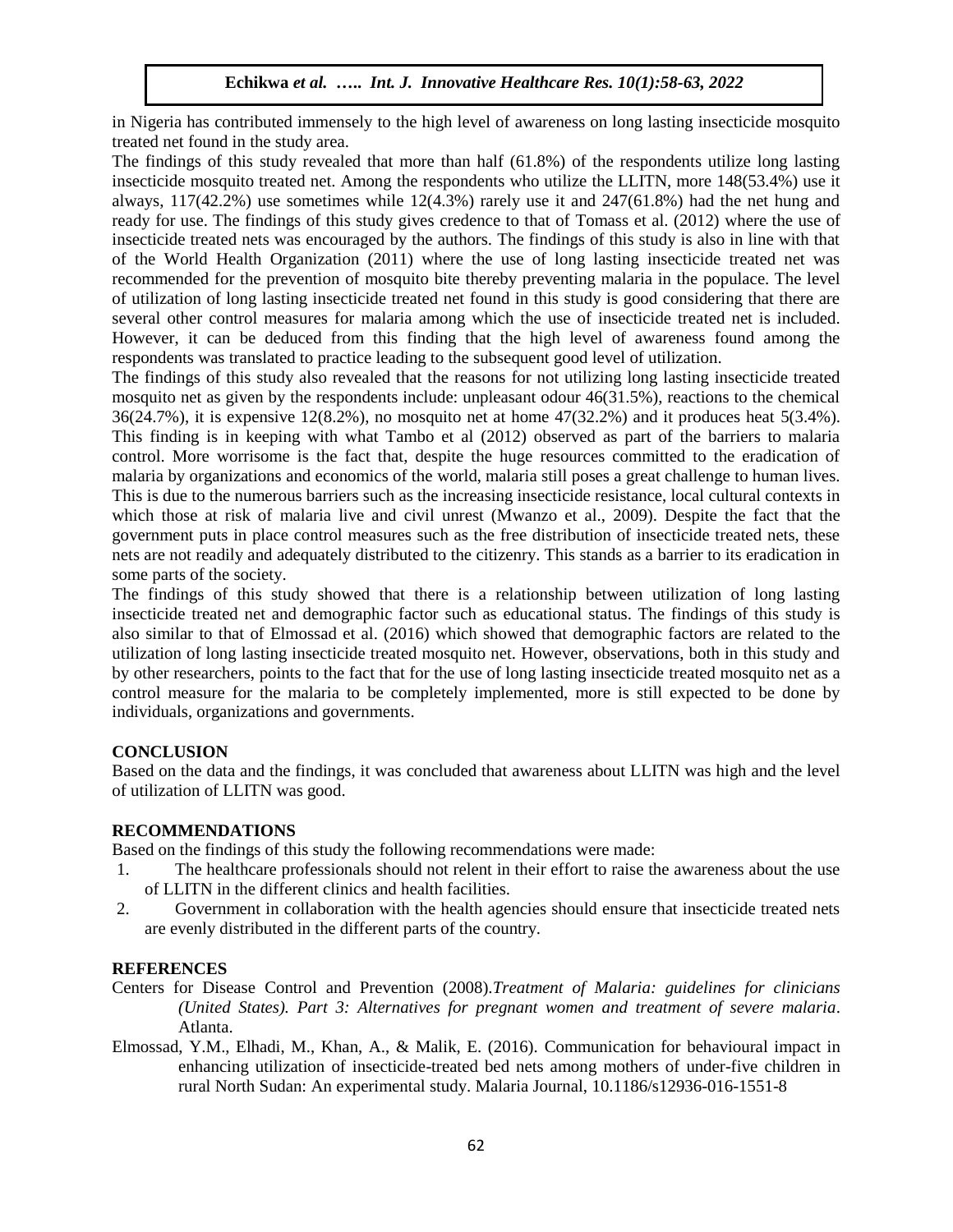in Nigeria has contributed immensely to the high level of awareness on long lasting insecticide mosquito treated net found in the study area.

The findings of this study revealed that more than half (61.8%) of the respondents utilize long lasting insecticide mosquito treated net. Among the respondents who utilize the LLITN, more 148(53.4%) use it always, 117(42.2%) use sometimes while 12(4.3%) rarely use it and 247(61.8%) had the net hung and ready for use. The findings of this study gives credence to that of Tomass et al. (2012) where the use of insecticide treated nets was encouraged by the authors. The findings of this study is also in line with that of the World Health Organization (2011) where the use of long lasting insecticide treated net was recommended for the prevention of mosquito bite thereby preventing malaria in the populace. The level of utilization of long lasting insecticide treated net found in this study is good considering that there are several other control measures for malaria among which the use of insecticide treated net is included. However, it can be deduced from this finding that the high level of awareness found among the respondents was translated to practice leading to the subsequent good level of utilization.

The findings of this study also revealed that the reasons for not utilizing long lasting insecticide treated mosquito net as given by the respondents include: unpleasant odour 46(31.5%), reactions to the chemical 36(24.7%), it is expensive 12(8.2%), no mosquito net at home 47(32.2%) and it produces heat 5(3.4%). This finding is in keeping with what Tambo et al (2012) observed as part of the barriers to malaria control. More worrisome is the fact that, despite the huge resources committed to the eradication of malaria by organizations and economics of the world, malaria still poses a great challenge to human lives. This is due to the numerous barriers such as the increasing insecticide resistance, local cultural contexts in which those at risk of malaria live and civil unrest (Mwanzo et al., 2009). Despite the fact that the government puts in place control measures such as the free distribution of insecticide treated nets, these nets are not readily and adequately distributed to the citizenry. This stands as a barrier to its eradication in some parts of the society.

The findings of this study showed that there is a relationship between utilization of long lasting insecticide treated net and demographic factor such as educational status. The findings of this study is also similar to that of Elmossad et al. (2016) which showed that demographic factors are related to the utilization of long lasting insecticide treated mosquito net. However, observations, both in this study and by other researchers, points to the fact that for the use of long lasting insecticide treated mosquito net as a control measure for the malaria to be completely implemented, more is still expected to be done by individuals, organizations and governments.

## CONCLUSION

Based on the data and the findings, it was concluded that awareness about LLITN was high and the level of utilization of LLITN was good.

## RECOMMENDATIONS

Based on the findings of this study the following recommendations were made:

1. The healthcare professionals should not relent in their effort to raise the awareness about the use of LLITN in the different clinics and health facilities.
2. Government in collaboration with the health agencies should ensure that insecticide treated nets are evenly distributed in the different parts of the country.

## REFERENCES

Centers for Disease Control and Prevention (2008).*Treatment of Malaria: guidelines for clinicians (United States). Part 3: Alternatives for pregnant women and treatment of severe malaria*. Atlanta.

Elmossad, Y.M., Elhadi, M., Khan, A., & Malik, E. (2016). Communication for behavioural impact in enhancing utilization of insecticide-treated bed nets among mothers of under-five children in rural North Sudan: An experimental study. Malaria Journal, 10.1186/s12936-016-1551-8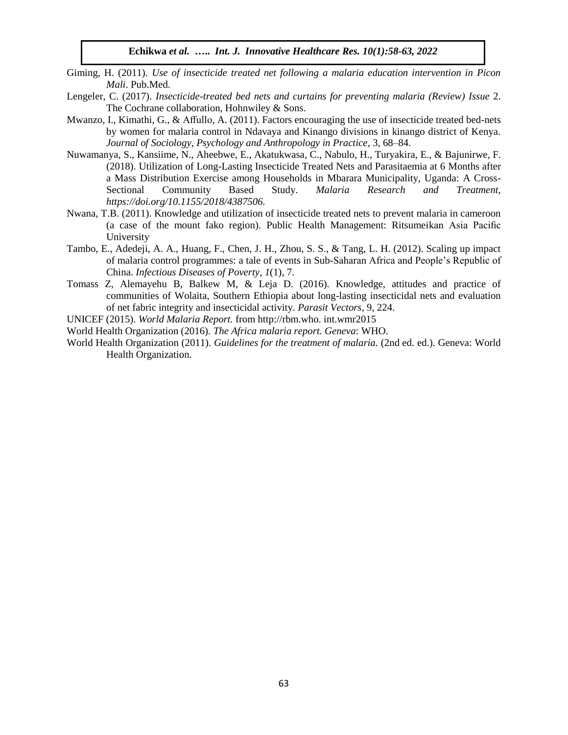Giming, H. (2011). *Use of insecticide treated net following a malaria education intervention in Picon Mali*. Pub.Med.

Lengeler, C. (2017). *Insecticide-treated bed nets and curtains for preventing malaria (Review) Issue* 2. The Cochrane collaboration, Hohnwiley & Sons.

Mwanzo, I., Kimathi, G., & Affullo, A. (2011). Factors encouraging the use of insecticide treated bed-nets by women for malaria control in Ndavaya and Kinango divisions in kinango district of Kenya. *Journal of Sociology, Psychology and Anthropology in Practice*, 3, 68–84.

Nuwamanya, S., Kansiime, N., Aheebwe, E., Akatukwasa, C., Nabulo, H., Turyakira, E., & Bajunirwe, F. (2018). Utilization of Long-Lasting Insecticide Treated Nets and Parasitaemia at 6 Months after a Mass Distribution Exercise among Households in Mbarara Municipality, Uganda: A Cross-Sectional Community Based Study. *Malaria Research and Treatment, https://doi.org/10.1155/2018/4387506.*

Nwana, T.B. (2011). Knowledge and utilization of insecticide treated nets to prevent malaria in cameroon (a case of the mount fako region). Public Health Management: Ritsumeikan Asia Pacific University

Tambo, E., Adedeji, A. A., Huang, F., Chen, J. H., Zhou, S. S., & Tang, L. H. (2012). Scaling up impact of malaria control programmes: a tale of events in Sub-Saharan Africa and People's Republic of China. *Infectious Diseases of Poverty*, *1*(1), 7.

Tomass Z, Alemayehu B, Balkew M, & Leja D. (2016). Knowledge, attitudes and practice of communities of Wolaita, Southern Ethiopia about long-lasting insecticidal nets and evaluation of net fabric integrity and insecticidal activity. *Parasit Vectors*, 9, 224.

UNICEF (2015). *World Malaria Report.* from http://rbm.who. int.wmr2015

World Health Organization (2016). *The Africa malaria report. Geneva*: WHO.

World Health Organization (2011). *Guidelines for the treatment of malaria.* (2nd ed. ed.). Geneva: World Health Organization.